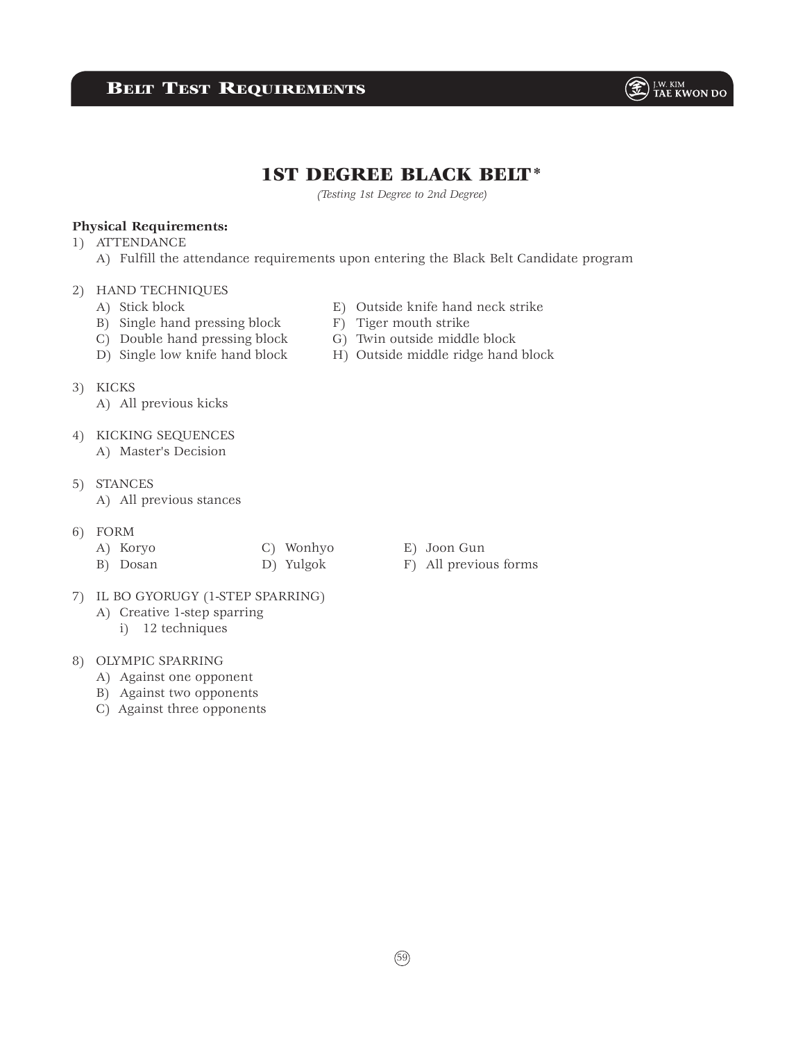# 1ST DEGREE BLACK BELT*

*(Testing 1st Degree to 2nd Degree)*

**Physical Requirements:**

1) ATTENDANCE
   A) Fulfill the attendance requirements upon entering the Black Belt Candidate program

2) HAND TECHNIQUES
   A) Stick block
   B) Single hand pressing block
   C) Double hand pressing block
   D) Single low knife hand block
   E) Outside knife hand neck strike
   F) Tiger mouth strike
   G) Twin outside middle block
   H) Outside middle ridge hand block

3) KICKS
   A) All previous kicks

4) KICKING SEQUENCES
   A) Master's Decision

5) STANCES
   A) All previous stances

6) FORM
   A) Koryo
   B) Dosan
   C) Wonhyo
   D) Yulgok
   E) Joon Gun
   F) All previous forms

7) IL BO GYORUGY (1-STEP SPARRING)
   A) Creative 1-step sparring
      i) 12 techniques

8) OLYMPIC SPARRING
   A) Against one opponent
   B) Against two opponents
   C) Against three opponents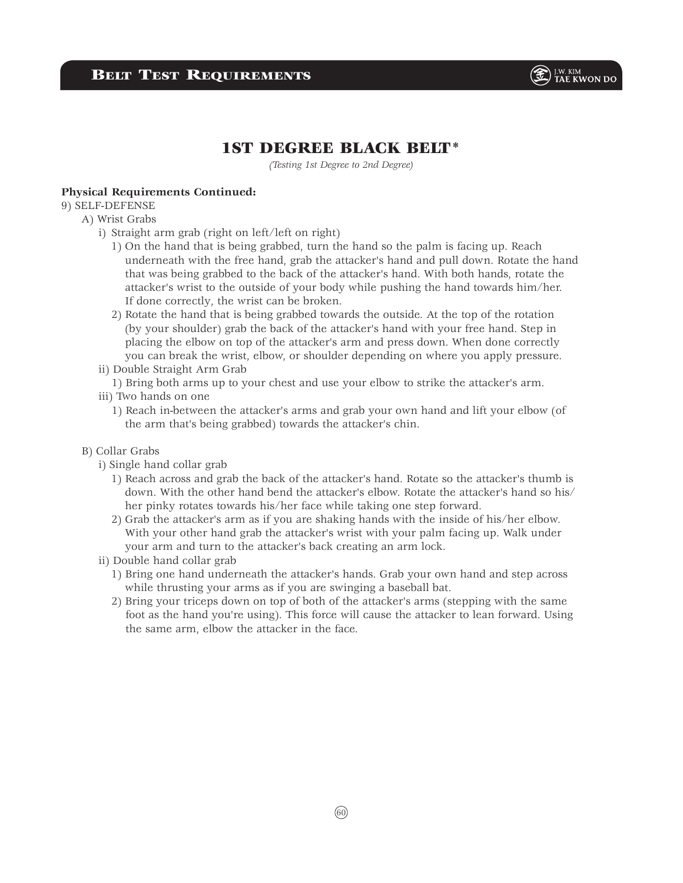# 1ST DEGREE BLACK BELT*

*(Testing 1st Degree to 2nd Degree)*

**Physical Requirements Continued:**

9) SELF-DEFENSE

A) Wrist Grabs

i) Straight arm grab (right on left/left on right)

1) On the hand that is being grabbed, turn the hand so the palm is facing up. Reach underneath with the free hand, grab the attacker's hand and pull down. Rotate the hand that was being grabbed to the back of the attacker's hand. With both hands, rotate the attacker's wrist to the outside of your body while pushing the hand towards him/her. If done correctly, the wrist can be broken.

2) Rotate the hand that is being grabbed towards the outside. At the top of the rotation (by your shoulder) grab the back of the attacker's hand with your free hand. Step in placing the elbow on top of the attacker's arm and press down. When done correctly you can break the wrist, elbow, or shoulder depending on where you apply pressure.

ii) Double Straight Arm Grab

1) Bring both arms up to your chest and use your elbow to strike the attacker's arm.

iii) Two hands on one

1) Reach in-between the attacker's arms and grab your own hand and lift your elbow (of the arm that's being grabbed) towards the attacker's chin.

B) Collar Grabs

i) Single hand collar grab

1) Reach across and grab the back of the attacker's hand. Rotate so the attacker's thumb is down. With the other hand bend the attacker's elbow. Rotate the attacker's hand so his/her pinky rotates towards his/her face while taking one step forward.

2) Grab the attacker's arm as if you are shaking hands with the inside of his/her elbow. With your other hand grab the attacker's wrist with your palm facing up. Walk under your arm and turn to the attacker's back creating an arm lock.

ii) Double hand collar grab

1) Bring one hand underneath the attacker's hands. Grab your own hand and step across while thrusting your arms as if you are swinging a baseball bat.

2) Bring your triceps down on top of both of the attacker's arms (stepping with the same foot as the hand you're using). This force will cause the attacker to lean forward. Using the same arm, elbow the attacker in the face.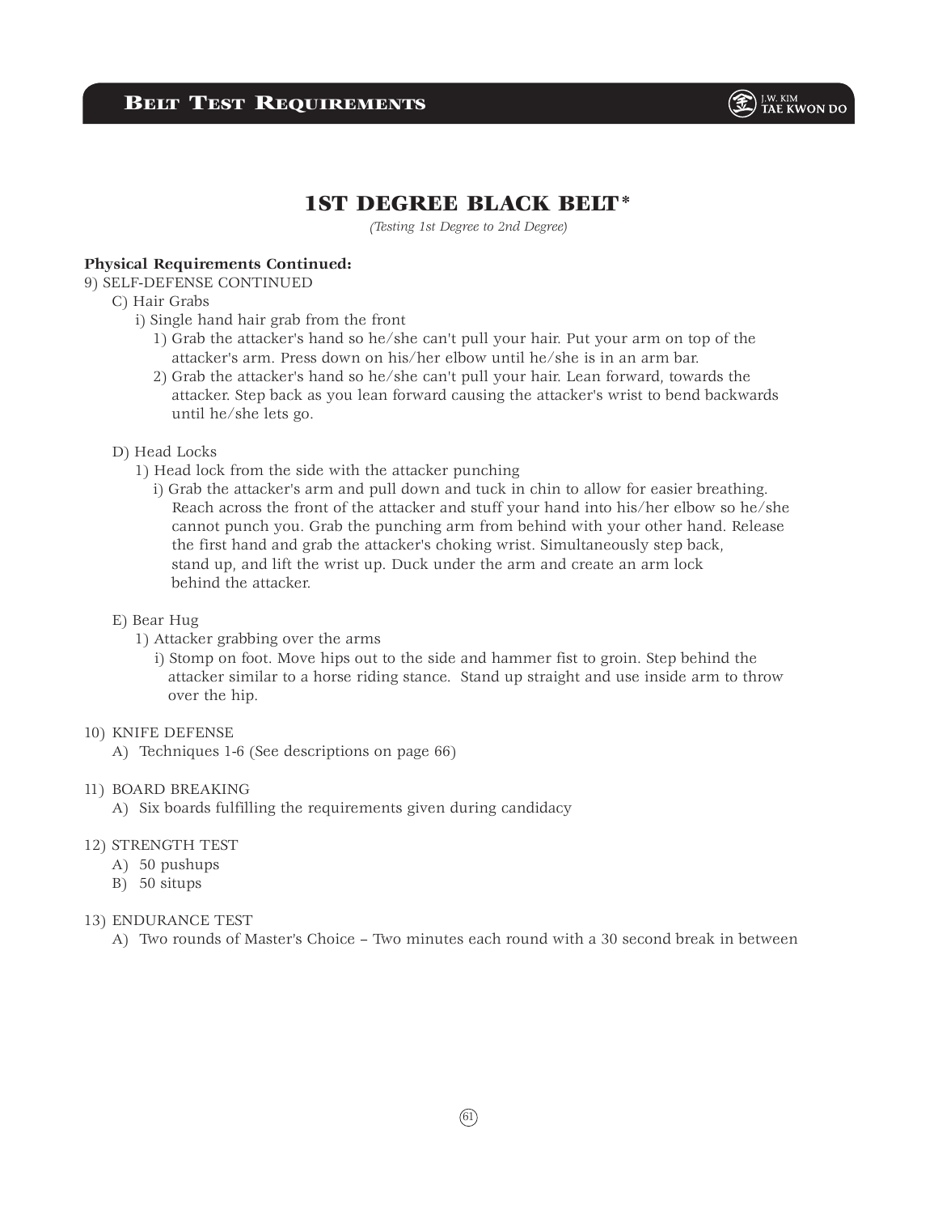# 1ST DEGREE BLACK BELT*

*(Testing 1st Degree to 2nd Degree)*

**Physical Requirements Continued:**

9) SELF-DEFENSE CONTINUED

C) Hair Grabs

i) Single hand hair grab from the front

1) Grab the attacker's hand so he/she can't pull your hair. Put your arm on top of the attacker's arm. Press down on his/her elbow until he/she is in an arm bar.
2) Grab the attacker's hand so he/she can't pull your hair. Lean forward, towards the attacker. Step back as you lean forward causing the attacker's wrist to bend backwards until he/she lets go.

D) Head Locks

1) Head lock from the side with the attacker punching

i) Grab the attacker's arm and pull down and tuck in chin to allow for easier breathing. Reach across the front of the attacker and stuff your hand into his/her elbow so he/she cannot punch you. Grab the punching arm from behind with your other hand. Release the first hand and grab the attacker's choking wrist. Simultaneously step back, stand up, and lift the wrist up. Duck under the arm and create an arm lock behind the attacker.

E) Bear Hug

1) Attacker grabbing over the arms

i) Stomp on foot. Move hips out to the side and hammer fist to groin. Step behind the attacker similar to a horse riding stance. Stand up straight and use inside arm to throw over the hip.

10) KNIFE DEFENSE

A) Techniques 1-6 (See descriptions on page 66)

11) BOARD BREAKING

A) Six boards fulfilling the requirements given during candidacy

12) STRENGTH TEST

A) 50 pushups

B) 50 situps

13) ENDURANCE TEST

A) Two rounds of Master's Choice – Two minutes each round with a 30 second break in between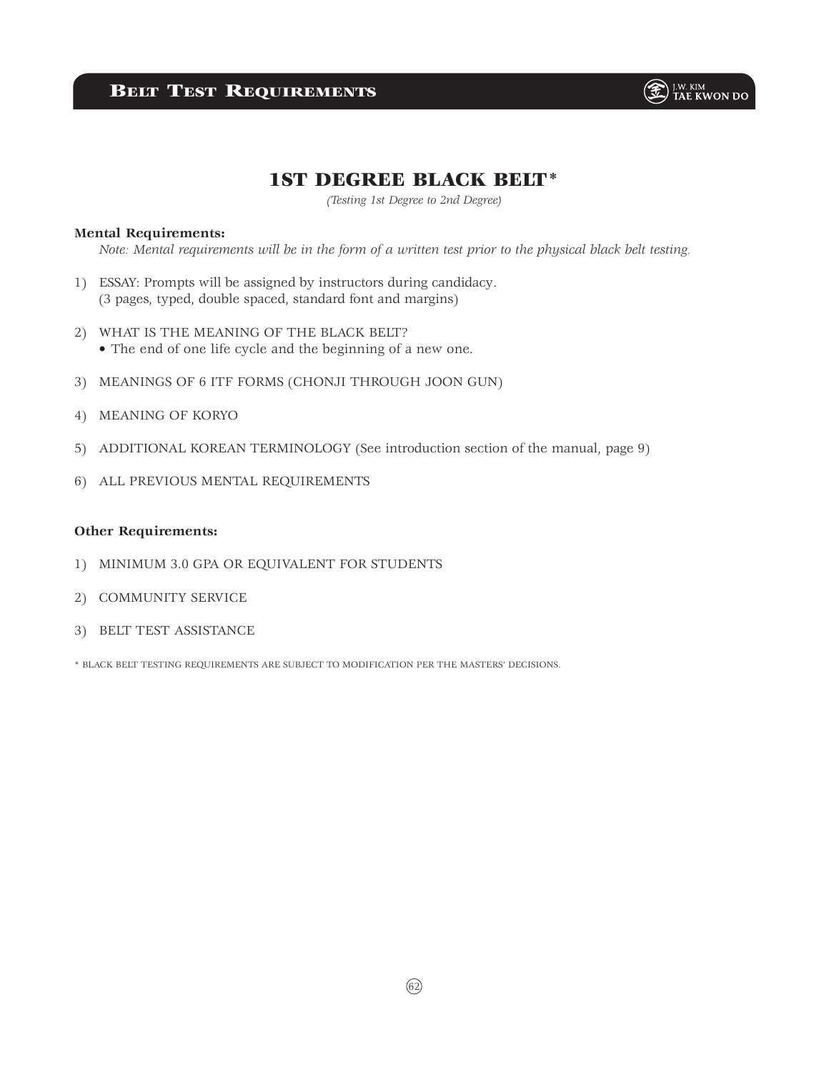# 1ST DEGREE BLACK BELT*

*(Testing 1st Degree to 2nd Degree)*

**Mental Requirements:**

*Note: Mental requirements will be in the form of a written test prior to the physical black belt testing.*

1) ESSAY: Prompts will be assigned by instructors during candidacy. (3 pages, typed, double spaced, standard font and margins)

2) WHAT IS THE MEANING OF THE BLACK BELT?
   - The end of one life cycle and the beginning of a new one.

3) MEANINGS OF 6 ITF FORMS (CHONJI THROUGH JOON GUN)

4) MEANING OF KORYO

5) ADDITIONAL KOREAN TERMINOLOGY (See introduction section of the manual, page 9)

6) ALL PREVIOUS MENTAL REQUIREMENTS

**Other Requirements:**

1) MINIMUM 3.0 GPA OR EQUIVALENT FOR STUDENTS

2) COMMUNITY SERVICE

3) BELT TEST ASSISTANCE

* BLACK BELT TESTING REQUIREMENTS ARE SUBJECT TO MODIFICATION PER THE MASTERS' DECISIONS.